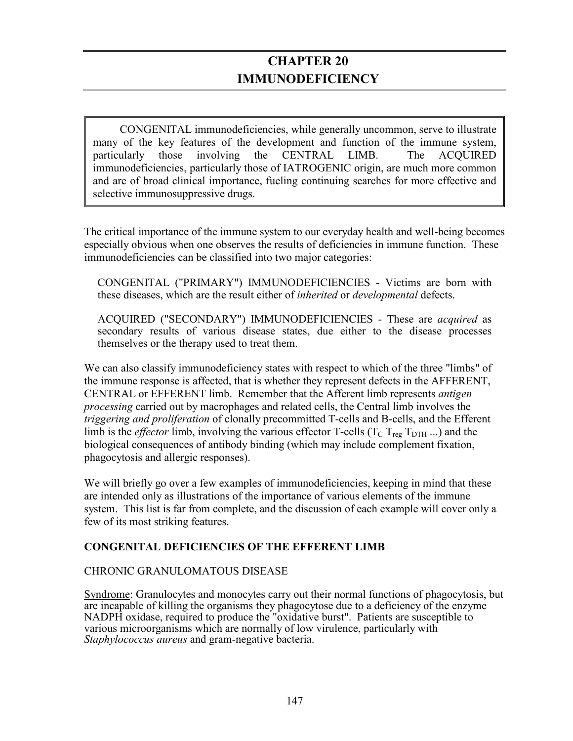# CHAPTER 20
# IMMUNODEFICIENCY

> CONGENITAL immunodeficiencies, while generally uncommon, serve to illustrate many of the key features of the development and function of the immune system, particularly those involving the CENTRAL LIMB. The ACQUIRED immunodeficiencies, particularly those of IATROGENIC origin, are much more common and are of broad clinical importance, fueling continuing searches for more effective and selective immunosuppressive drugs.

The critical importance of the immune system to our everyday health and well-being becomes especially obvious when one observes the results of deficiencies in immune function. These immunodeficiencies can be classified into two major categories:

CONGENITAL ("PRIMARY") IMMUNODEFICIENCIES - Victims are born with these diseases, which are the result either of *inherited* or *developmental* defects.

ACQUIRED ("SECONDARY") IMMUNODEFICIENCIES - These are *acquired* as secondary results of various disease states, due either to the disease processes themselves or the therapy used to treat them.

We can also classify immunodeficiency states with respect to which of the three "limbs" of the immune response is affected, that is whether they represent defects in the AFFERENT, CENTRAL or EFFERENT limb. Remember that the Afferent limb represents *antigen processing* carried out by macrophages and related cells, the Central limb involves the *triggering and proliferation* of clonally precommitted T-cells and B-cells, and the Efferent limb is the *effector* limb, involving the various effector T-cells ($T_C$ $T_{reg}$ $T_{DTH}$ ...) and the biological consequences of antibody binding (which may include complement fixation, phagocytosis and allergic responses).

We will briefly go over a few examples of immunodeficiencies, keeping in mind that these are intended only as illustrations of the importance of various elements of the immune system. This list is far from complete, and the discussion of each example will cover only a few of its most striking features.

## CONGENITAL DEFICIENCIES OF THE EFFERENT LIMB

### CHRONIC GRANULOMATOUS DISEASE

Syndrome: Granulocytes and monocytes carry out their normal functions of phagocytosis, but are incapable of killing the organisms they phagocytose due to a deficiency of the enzyme NADPH oxidase, required to produce the "oxidative burst". Patients are susceptible to various microorganisms which are normally of low virulence, particularly with *Staphylococcus aureus* and gram-negative bacteria.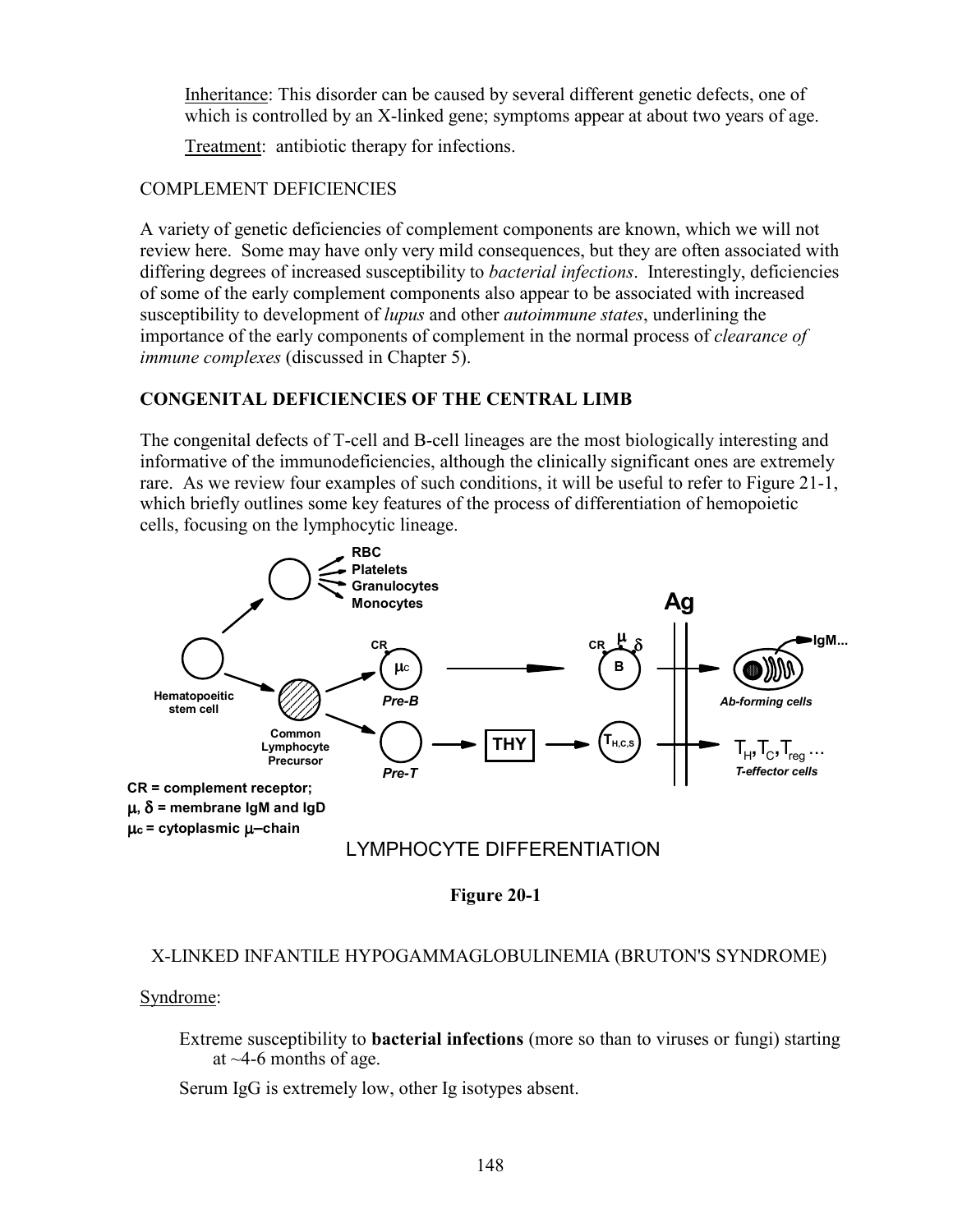Inheritance: This disorder can be caused by several different genetic defects, one of which is controlled by an X-linked gene; symptoms appear at about two years of age.

Treatment: antibiotic therapy for infections.

COMPLEMENT DEFICIENCIES

A variety of genetic deficiencies of complement components are known, which we will not review here. Some may have only very mild consequences, but they are often associated with differing degrees of increased susceptibility to *bacterial infections*. Interestingly, deficiencies of some of the early complement components also appear to be associated with increased susceptibility to development of *lupus* and other *autoimmune states*, underlining the importance of the early components of complement in the normal process of *clearance of immune complexes* (discussed in Chapter 5).

**CONGENITAL DEFICIENCIES OF THE CENTRAL LIMB**

The congenital defects of T-cell and B-cell lineages are the most biologically interesting and informative of the immunodeficiencies, although the clinically significant ones are extremely rare. As we review four examples of such conditions, it will be useful to refer to Figure 21-1, which briefly outlines some key features of the process of differentiation of hemopoietic cells, focusing on the lymphocytic lineage.

RBC, Platelets, Granulocytes, Monocytes

Hematopoeitic stem cell — Common Lymphocyte Precursor — Pre-B ($\mu_C$) — B (CR, $\mu$, $\delta$) — Ag — Ab-forming cells (IgM...)

Pre-T — THY — $T_{H,C,S}$ — Ag — $T_H$, $T_C$, $T_{reg}$ ... T-effector cells

CR = complement receptor;
$\mu$, $\delta$ = membrane IgM and IgD
$\mu_c$ = cytoplasmic $\mu$–chain

LYMPHOCYTE DIFFERENTIATION

**Figure 20-1**

X-LINKED INFANTILE HYPOGAMMAGLOBULINEMIA (BRUTON'S SYNDROME)

Syndrome:

Extreme susceptibility to **bacterial infections** (more so than to viruses or fungi) starting at ~4-6 months of age.

Serum IgG is extremely low, other Ig isotypes absent.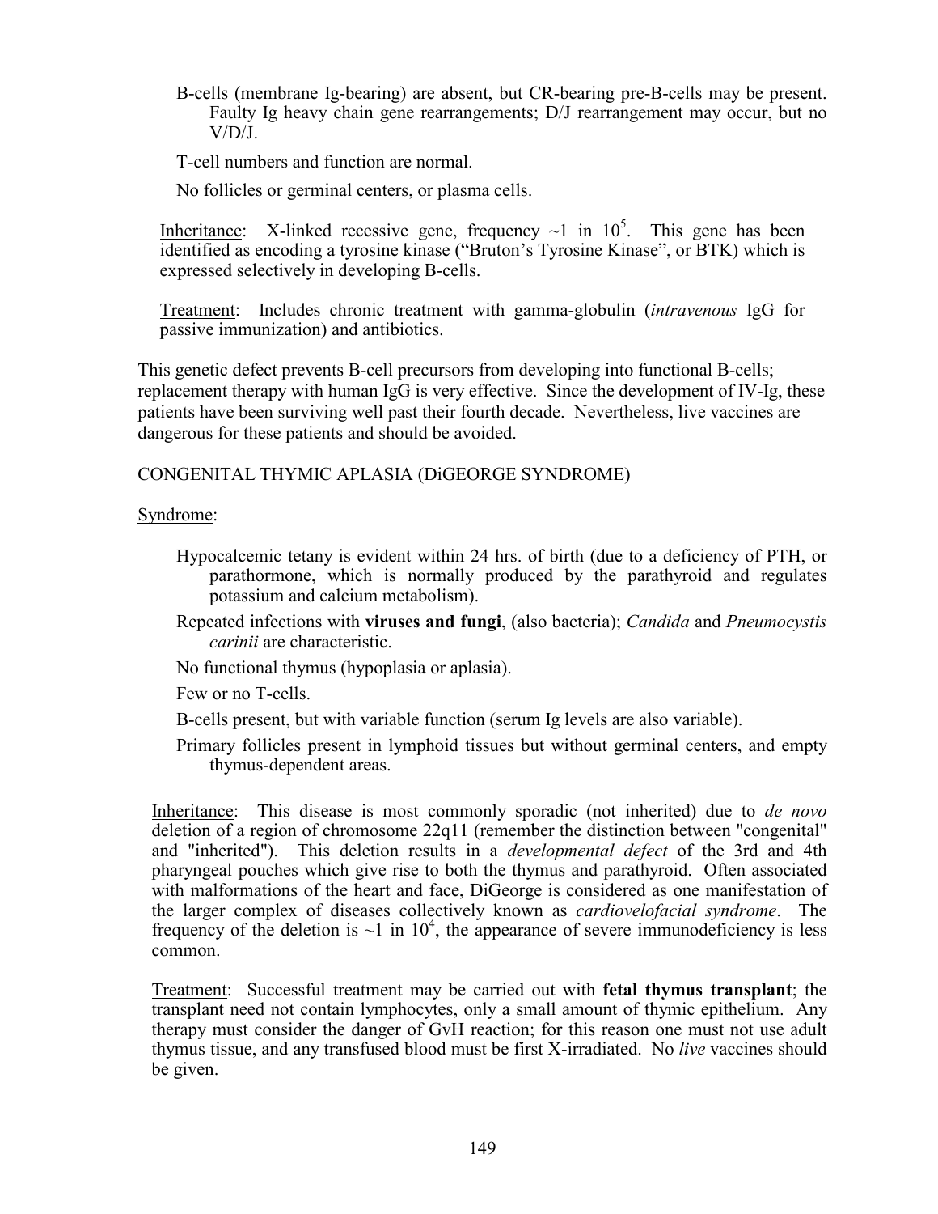B-cells (membrane Ig-bearing) are absent, but CR-bearing pre-B-cells may be present. Faulty Ig heavy chain gene rearrangements; D/J rearrangement may occur, but no V/D/J.

T-cell numbers and function are normal.

No follicles or germinal centers, or plasma cells.

Inheritance: X-linked recessive gene, frequency ~1 in $10^5$. This gene has been identified as encoding a tyrosine kinase ("Bruton's Tyrosine Kinase", or BTK) which is expressed selectively in developing B-cells.

Treatment: Includes chronic treatment with gamma-globulin (*intravenous* IgG for passive immunization) and antibiotics.

This genetic defect prevents B-cell precursors from developing into functional B-cells; replacement therapy with human IgG is very effective. Since the development of IV-Ig, these patients have been surviving well past their fourth decade. Nevertheless, live vaccines are dangerous for these patients and should be avoided.

## CONGENITAL THYMIC APLASIA (DiGEORGE SYNDROME)

Syndrome:

- Hypocalcemic tetany is evident within 24 hrs. of birth (due to a deficiency of PTH, or parathormone, which is normally produced by the parathyroid and regulates potassium and calcium metabolism).
- Repeated infections with **viruses and fungi**, (also bacteria); *Candida* and *Pneumocystis carinii* are characteristic.
- No functional thymus (hypoplasia or aplasia).
- Few or no T-cells.
- B-cells present, but with variable function (serum Ig levels are also variable).
- Primary follicles present in lymphoid tissues but without germinal centers, and empty thymus-dependent areas.

Inheritance: This disease is most commonly sporadic (not inherited) due to *de novo* deletion of a region of chromosome 22q11 (remember the distinction between "congenital" and "inherited"). This deletion results in a *developmental defect* of the 3rd and 4th pharyngeal pouches which give rise to both the thymus and parathyroid. Often associated with malformations of the heart and face, DiGeorge is considered as one manifestation of the larger complex of diseases collectively known as *cardiovelofacial syndrome*. The frequency of the deletion is ~1 in $10^4$, the appearance of severe immunodeficiency is less common.

Treatment: Successful treatment may be carried out with **fetal thymus transplant**; the transplant need not contain lymphocytes, only a small amount of thymic epithelium. Any therapy must consider the danger of GvH reaction; for this reason one must not use adult thymus tissue, and any transfused blood must be first X-irradiated. No *live* vaccines should be given.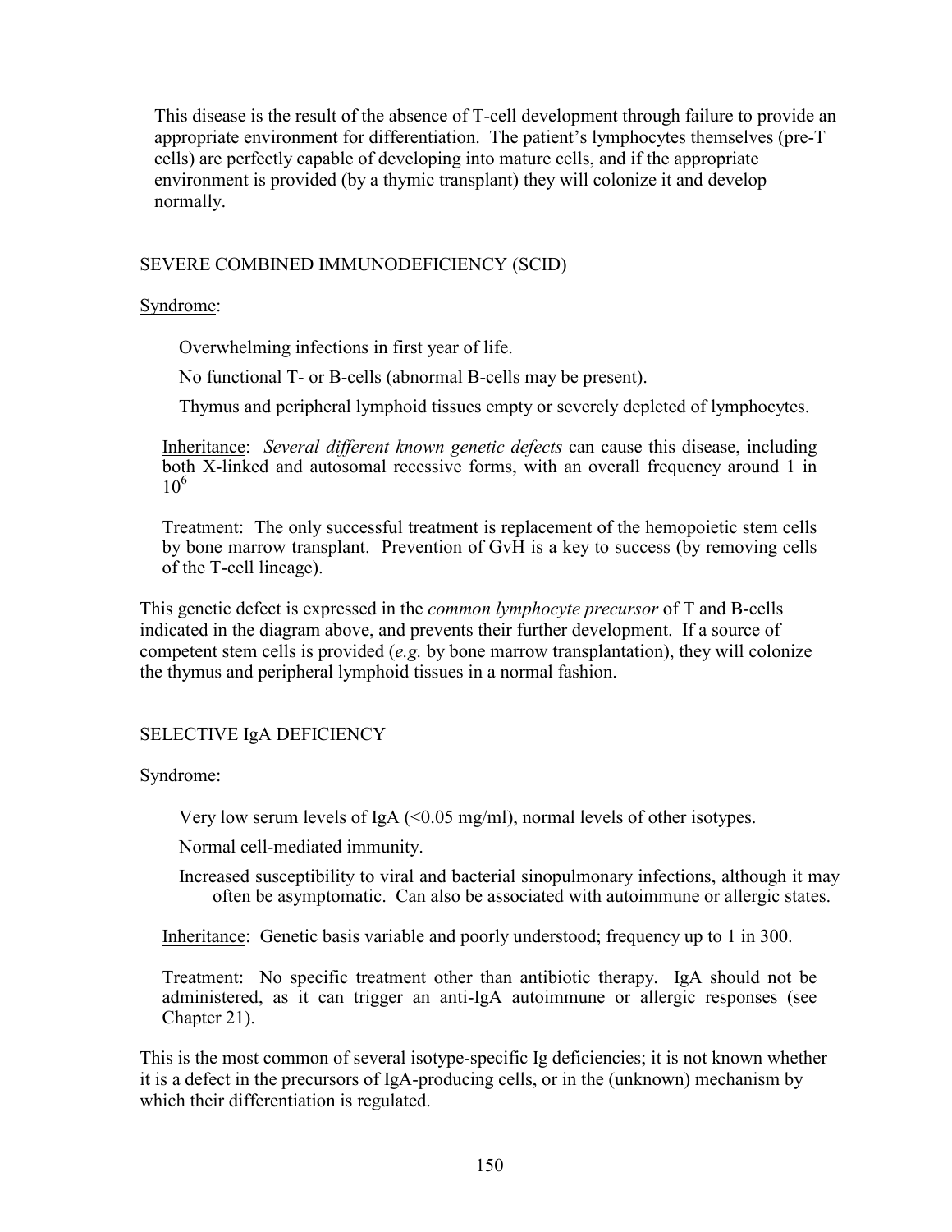This disease is the result of the absence of T-cell development through failure to provide an appropriate environment for differentiation. The patient's lymphocytes themselves (pre-T cells) are perfectly capable of developing into mature cells, and if the appropriate environment is provided (by a thymic transplant) they will colonize it and develop normally.

## SEVERE COMBINED IMMUNODEFICIENCY (SCID)

Syndrome:

Overwhelming infections in first year of life.

No functional T- or B-cells (abnormal B-cells may be present).

Thymus and peripheral lymphoid tissues empty or severely depleted of lymphocytes.

Inheritance: *Several different known genetic defects* can cause this disease, including both X-linked and autosomal recessive forms, with an overall frequency around 1 in $10^6$

Treatment: The only successful treatment is replacement of the hemopoietic stem cells by bone marrow transplant. Prevention of GvH is a key to success (by removing cells of the T-cell lineage).

This genetic defect is expressed in the *common lymphocyte precursor* of T and B-cells indicated in the diagram above, and prevents their further development. If a source of competent stem cells is provided (*e.g.* by bone marrow transplantation), they will colonize the thymus and peripheral lymphoid tissues in a normal fashion.

## SELECTIVE IgA DEFICIENCY

Syndrome:

Very low serum levels of IgA (<0.05 mg/ml), normal levels of other isotypes.

Normal cell-mediated immunity.

Increased susceptibility to viral and bacterial sinopulmonary infections, although it may often be asymptomatic. Can also be associated with autoimmune or allergic states.

Inheritance: Genetic basis variable and poorly understood; frequency up to 1 in 300.

Treatment: No specific treatment other than antibiotic therapy. IgA should not be administered, as it can trigger an anti-IgA autoimmune or allergic responses (see Chapter 21).

This is the most common of several isotype-specific Ig deficiencies; it is not known whether it is a defect in the precursors of IgA-producing cells, or in the (unknown) mechanism by which their differentiation is regulated.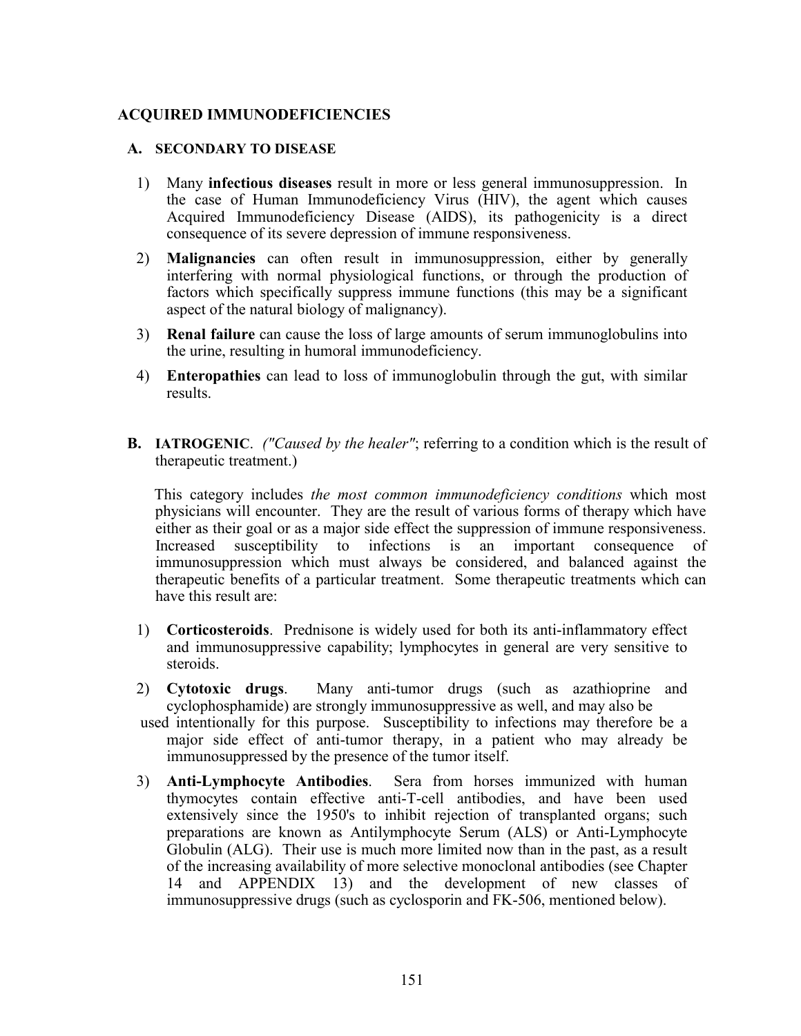## ACQUIRED IMMUNODEFICIENCIES

### A. SECONDARY TO DISEASE

1) Many **infectious diseases** result in more or less general immunosuppression. In the case of Human Immunodeficiency Virus (HIV), the agent which causes Acquired Immunodeficiency Disease (AIDS), its pathogenicity is a direct consequence of its severe depression of immune responsiveness.

2) **Malignancies** can often result in immunosuppression, either by generally interfering with normal physiological functions, or through the production of factors which specifically suppress immune functions (this may be a significant aspect of the natural biology of malignancy).

3) **Renal failure** can cause the loss of large amounts of serum immunoglobulins into the urine, resulting in humoral immunodeficiency.

4) **Enteropathies** can lead to loss of immunoglobulin through the gut, with similar results.

### B. IATROGENIC. *("Caused by the healer"*; referring to a condition which is the result of therapeutic treatment.)

This category includes *the most common immunodeficiency conditions* which most physicians will encounter. They are the result of various forms of therapy which have either as their goal or as a major side effect the suppression of immune responsiveness. Increased susceptibility to infections is an important consequence of immunosuppression which must always be considered, and balanced against the therapeutic benefits of a particular treatment. Some therapeutic treatments which can have this result are:

1) **Corticosteroids**. Prednisone is widely used for both its anti-inflammatory effect and immunosuppressive capability; lymphocytes in general are very sensitive to steroids.

2) **Cytotoxic drugs**. Many anti-tumor drugs (such as azathioprine and cyclophosphamide) are strongly immunosuppressive as well, and may also be used intentionally for this purpose. Susceptibility to infections may therefore be a major side effect of anti-tumor therapy, in a patient who may already be immunosuppressed by the presence of the tumor itself.

3) **Anti-Lymphocyte Antibodies**. Sera from horses immunized with human thymocytes contain effective anti-T-cell antibodies, and have been used extensively since the 1950's to inhibit rejection of transplanted organs; such preparations are known as Antilymphocyte Serum (ALS) or Anti-Lymphocyte Globulin (ALG). Their use is much more limited now than in the past, as a result of the increasing availability of more selective monoclonal antibodies (see Chapter 14 and APPENDIX 13) and the development of new classes of immunosuppressive drugs (such as cyclosporin and FK-506, mentioned below).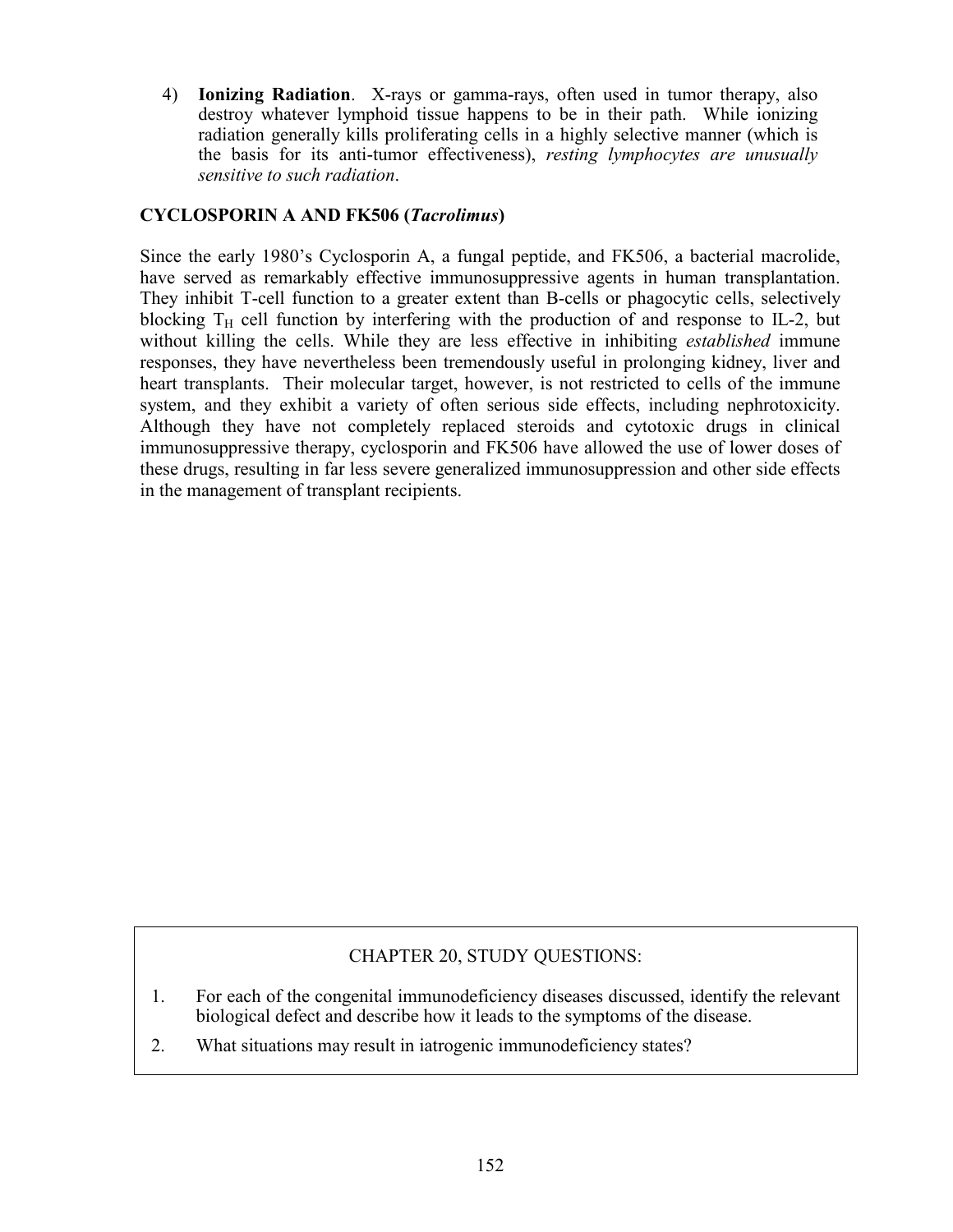4) **Ionizing Radiation**. X-rays or gamma-rays, often used in tumor therapy, also destroy whatever lymphoid tissue happens to be in their path. While ionizing radiation generally kills proliferating cells in a highly selective manner (which is the basis for its anti-tumor effectiveness), *resting lymphocytes are unusually sensitive to such radiation*.

## CYCLOSPORIN A AND FK506 (*Tacrolimus*)

Since the early 1980's Cyclosporin A, a fungal peptide, and FK506, a bacterial macrolide, have served as remarkably effective immunosuppressive agents in human transplantation. They inhibit T-cell function to a greater extent than B-cells or phagocytic cells, selectively blocking $T_H$ cell function by interfering with the production of and response to IL-2, but without killing the cells. While they are less effective in inhibiting *established* immune responses, they have nevertheless been tremendously useful in prolonging kidney, liver and heart transplants. Their molecular target, however, is not restricted to cells of the immune system, and they exhibit a variety of often serious side effects, including nephrotoxicity. Although they have not completely replaced steroids and cytotoxic drugs in clinical immunosuppressive therapy, cyclosporin and FK506 have allowed the use of lower doses of these drugs, resulting in far less severe generalized immunosuppression and other side effects in the management of transplant recipients.

CHAPTER 20, STUDY QUESTIONS:

1. For each of the congenital immunodeficiency diseases discussed, identify the relevant biological defect and describe how it leads to the symptoms of the disease.
2. What situations may result in iatrogenic immunodeficiency states?